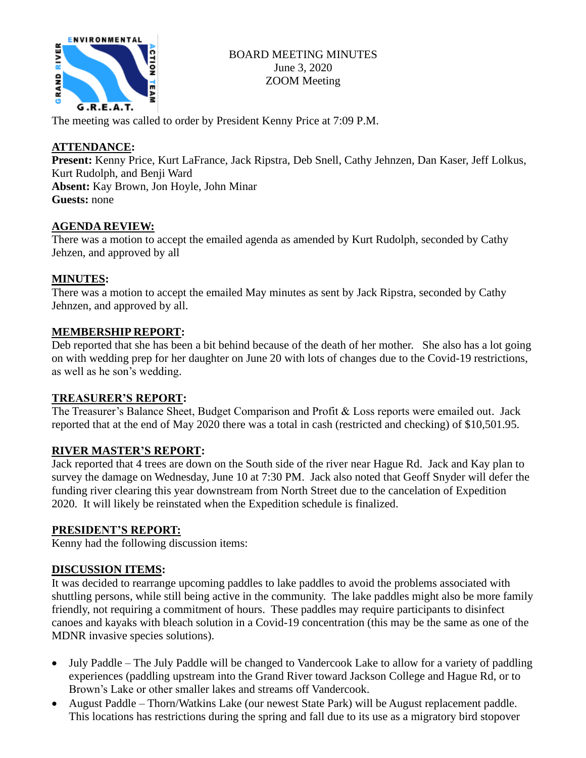BOARD MEETING MINUTES
June 3, 2020
ZOOM Meeting

The meeting was called to order by President Kenny Price at 7:09 P.M.

## ATTENDANCE:

**Present:** Kenny Price, Kurt LaFrance, Jack Ripstra, Deb Snell, Cathy Jehnzen, Dan Kaser, Jeff Lolkus, Kurt Rudolph, and Benji Ward
**Absent:** Kay Brown, Jon Hoyle, John Minar
**Guests:** none

## AGENDA REVIEW:

There was a motion to accept the emailed agenda as amended by Kurt Rudolph, seconded by Cathy Jehzen, and approved by all

## MINUTES:

There was a motion to accept the emailed May minutes as sent by Jack Ripstra, seconded by Cathy Jehnzen, and approved by all.

## MEMBERSHIP REPORT:

Deb reported that she has been a bit behind because of the death of her mother. She also has a lot going on with wedding prep for her daughter on June 20 with lots of changes due to the Covid-19 restrictions, as well as he son's wedding.

## TREASURER'S REPORT:

The Treasurer's Balance Sheet, Budget Comparison and Profit & Loss reports were emailed out. Jack reported that at the end of May 2020 there was a total in cash (restricted and checking) of $10,501.95.

## RIVER MASTER'S REPORT:

Jack reported that 4 trees are down on the South side of the river near Hague Rd. Jack and Kay plan to survey the damage on Wednesday, June 10 at 7:30 PM. Jack also noted that Geoff Snyder will defer the funding river clearing this year downstream from North Street due to the cancelation of Expedition 2020. It will likely be reinstated when the Expedition schedule is finalized.

## PRESIDENT'S REPORT:

Kenny had the following discussion items:

## DISCUSSION ITEMS:

It was decided to rearrange upcoming paddles to lake paddles to avoid the problems associated with shuttling persons, while still being active in the community. The lake paddles might also be more family friendly, not requiring a commitment of hours. These paddles may require participants to disinfect canoes and kayaks with bleach solution in a Covid-19 concentration (this may be the same as one of the MDNR invasive species solutions).

- July Paddle – The July Paddle will be changed to Vandercook Lake to allow for a variety of paddling experiences (paddling upstream into the Grand River toward Jackson College and Hague Rd, or to Brown's Lake or other smaller lakes and streams off Vandercook.
- August Paddle – Thorn/Watkins Lake (our newest State Park) will be August replacement paddle. This locations has restrictions during the spring and fall due to its use as a migratory bird stopover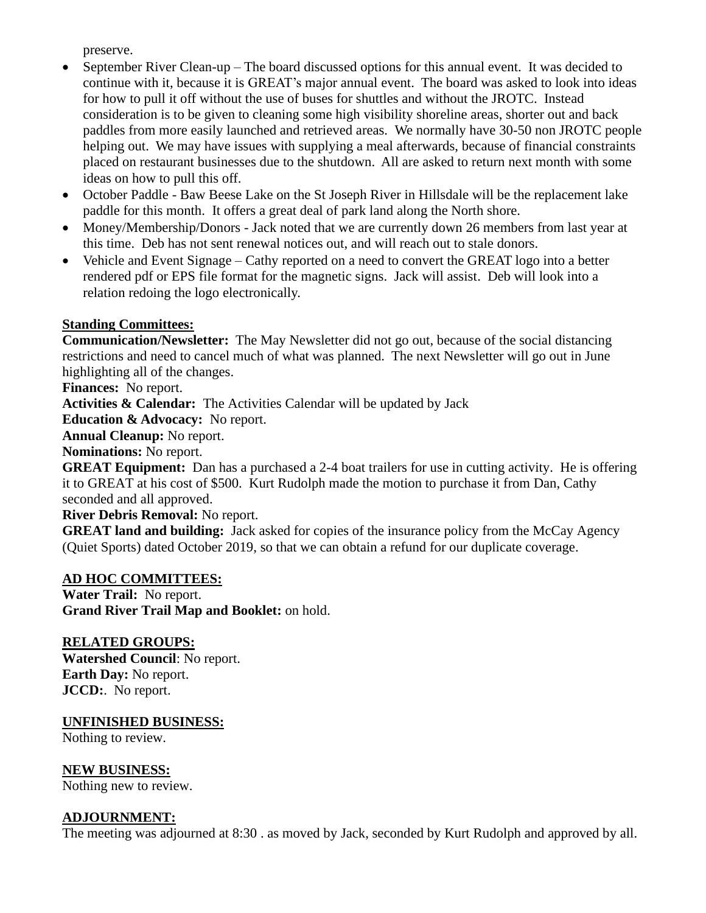preserve.

- September River Clean-up – The board discussed options for this annual event. It was decided to continue with it, because it is GREAT's major annual event. The board was asked to look into ideas for how to pull it off without the use of buses for shuttles and without the JROTC. Instead consideration is to be given to cleaning some high visibility shoreline areas, shorter out and back paddles from more easily launched and retrieved areas. We normally have 30-50 non JROTC people helping out. We may have issues with supplying a meal afterwards, because of financial constraints placed on restaurant businesses due to the shutdown. All are asked to return next month with some ideas on how to pull this off.
- October Paddle - Baw Beese Lake on the St Joseph River in Hillsdale will be the replacement lake paddle for this month. It offers a great deal of park land along the North shore.
- Money/Membership/Donors - Jack noted that we are currently down 26 members from last year at this time. Deb has not sent renewal notices out, and will reach out to stale donors.
- Vehicle and Event Signage – Cathy reported on a need to convert the GREAT logo into a better rendered pdf or EPS file format for the magnetic signs. Jack will assist. Deb will look into a relation redoing the logo electronically.

__Standing Committees:__

**Communication/Newsletter:** The May Newsletter did not go out, because of the social distancing restrictions and need to cancel much of what was planned. The next Newsletter will go out in June highlighting all of the changes.

**Finances:** No report.

**Activities & Calendar:** The Activities Calendar will be updated by Jack

**Education & Advocacy:** No report.

**Annual Cleanup:** No report.

**Nominations:** No report.

**GREAT Equipment:** Dan has a purchased a 2-4 boat trailers for use in cutting activity. He is offering it to GREAT at his cost of $500. Kurt Rudolph made the motion to purchase it from Dan, Cathy seconded and all approved.

**River Debris Removal:** No report.

**GREAT land and building:** Jack asked for copies of the insurance policy from the McCay Agency (Quiet Sports) dated October 2019, so that we can obtain a refund for our duplicate coverage.

__AD HOC COMMITTEES:__

**Water Trail:** No report.

**Grand River Trail Map and Booklet:** on hold.

__RELATED GROUPS:__

**Watershed Council**: No report.

**Earth Day:** No report.

**JCCD:**. No report.

__UNFINISHED BUSINESS:__

Nothing to review.

__NEW BUSINESS:__

Nothing new to review.

__ADJOURNMENT:__

The meeting was adjourned at 8:30 . as moved by Jack, seconded by Kurt Rudolph and approved by all.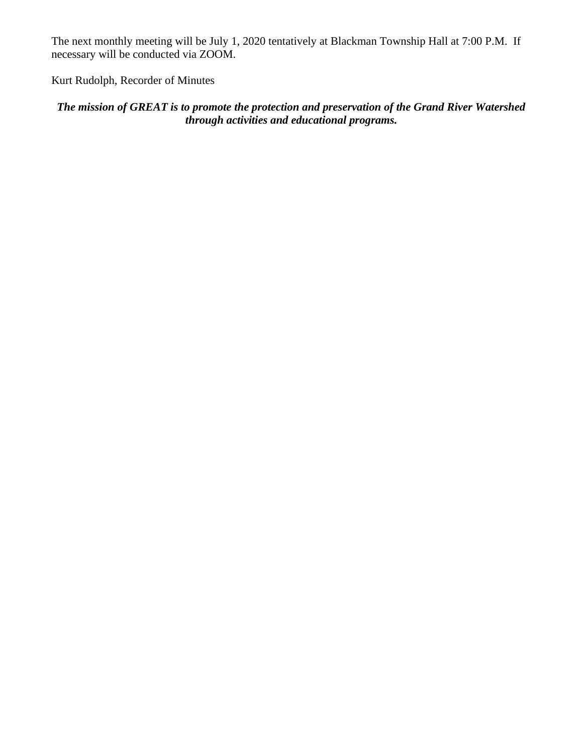The next monthly meeting will be July 1, 2020 tentatively at Blackman Township Hall at 7:00 P.M. If necessary will be conducted via ZOOM.

Kurt Rudolph, Recorder of Minutes

***The mission of GREAT is to promote the protection and preservation of the Grand River Watershed through activities and educational programs.***